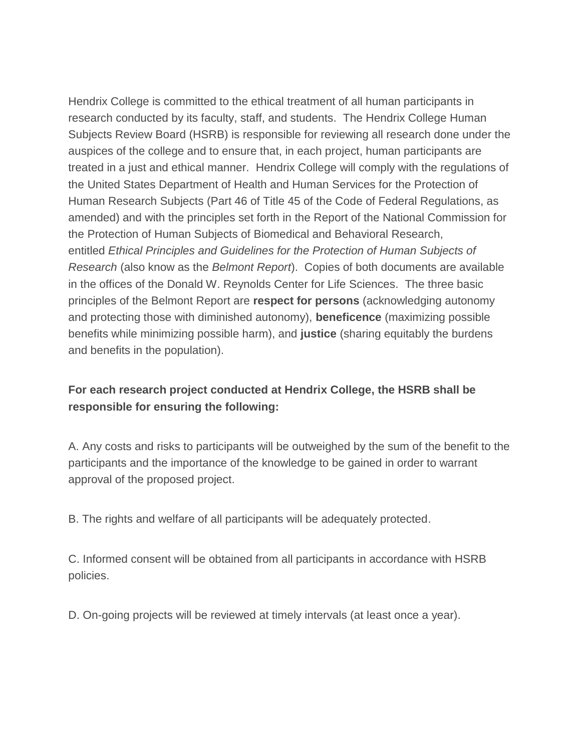Hendrix College is committed to the ethical treatment of all human participants in research conducted by its faculty, staff, and students.  The Hendrix College Human Subjects Review Board (HSRB) is responsible for reviewing all research done under the auspices of the college and to ensure that, in each project, human participants are treated in a just and ethical manner.  Hendrix College will comply with the regulations of the United States Department of Health and Human Services for the Protection of Human Research Subjects (Part 46 of Title 45 of the Code of Federal Regulations, as amended) and with the principles set forth in the Report of the National Commission for the Protection of Human Subjects of Biomedical and Behavioral Research, entitled *Ethical Principles and Guidelines for the Protection of Human Subjects of Research* (also know as the *Belmont Report*).  Copies of both documents are available in the offices of the Donald W. Reynolds Center for Life Sciences.  The three basic principles of the Belmont Report are **respect for persons** (acknowledging autonomy and protecting those with diminished autonomy), **beneficence** (maximizing possible benefits while minimizing possible harm), and **justice** (sharing equitably the burdens and benefits in the population).

**For each research project conducted at Hendrix College, the HSRB shall be responsible for ensuring the following:**

A. Any costs and risks to participants will be outweighed by the sum of the benefit to the participants and the importance of the knowledge to be gained in order to warrant approval of the proposed project.

B. The rights and welfare of all participants will be adequately protected.

C. Informed consent will be obtained from all participants in accordance with HSRB policies.

D. On-going projects will be reviewed at timely intervals (at least once a year).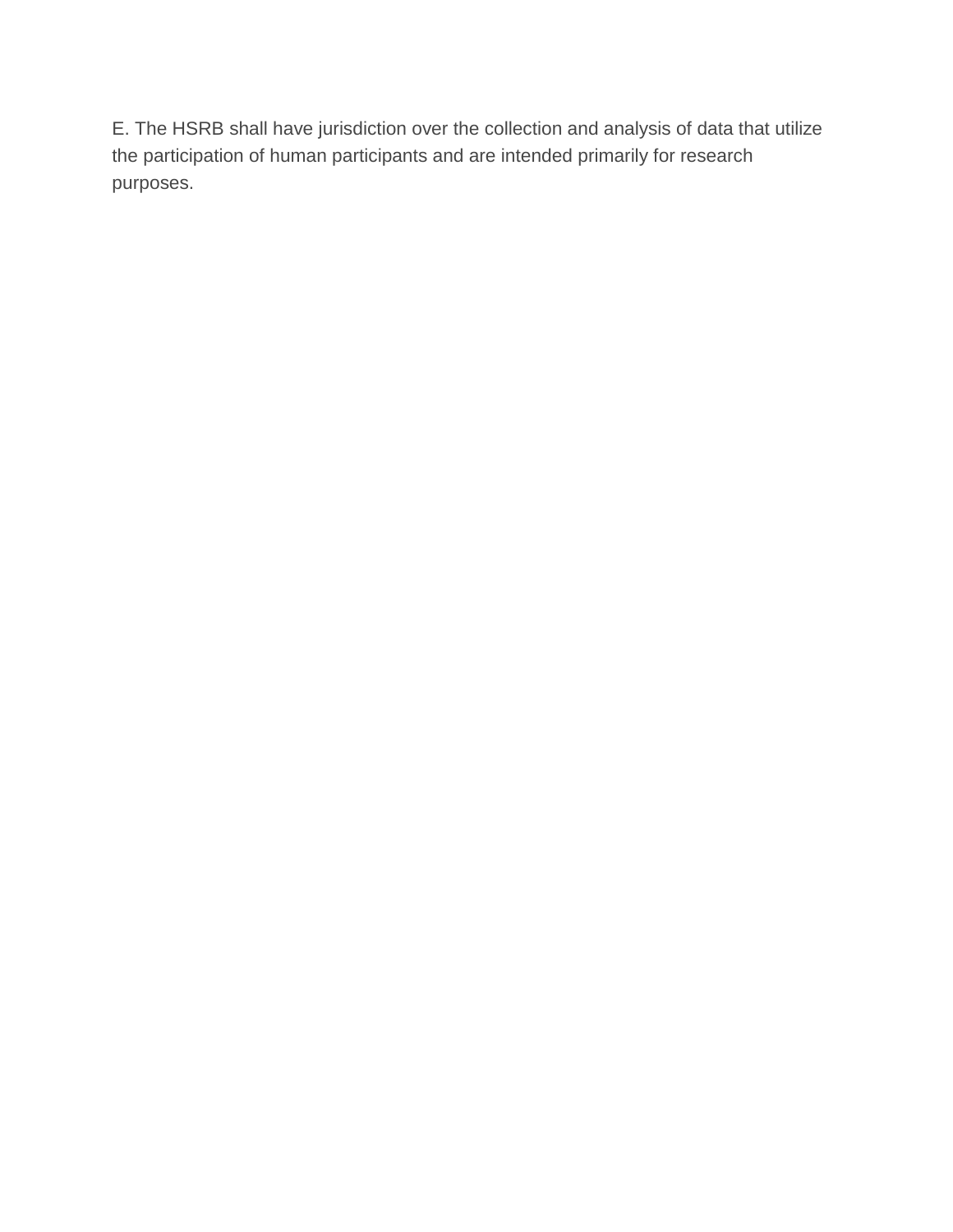E. The HSRB shall have jurisdiction over the collection and analysis of data that utilize the participation of human participants and are intended primarily for research purposes.